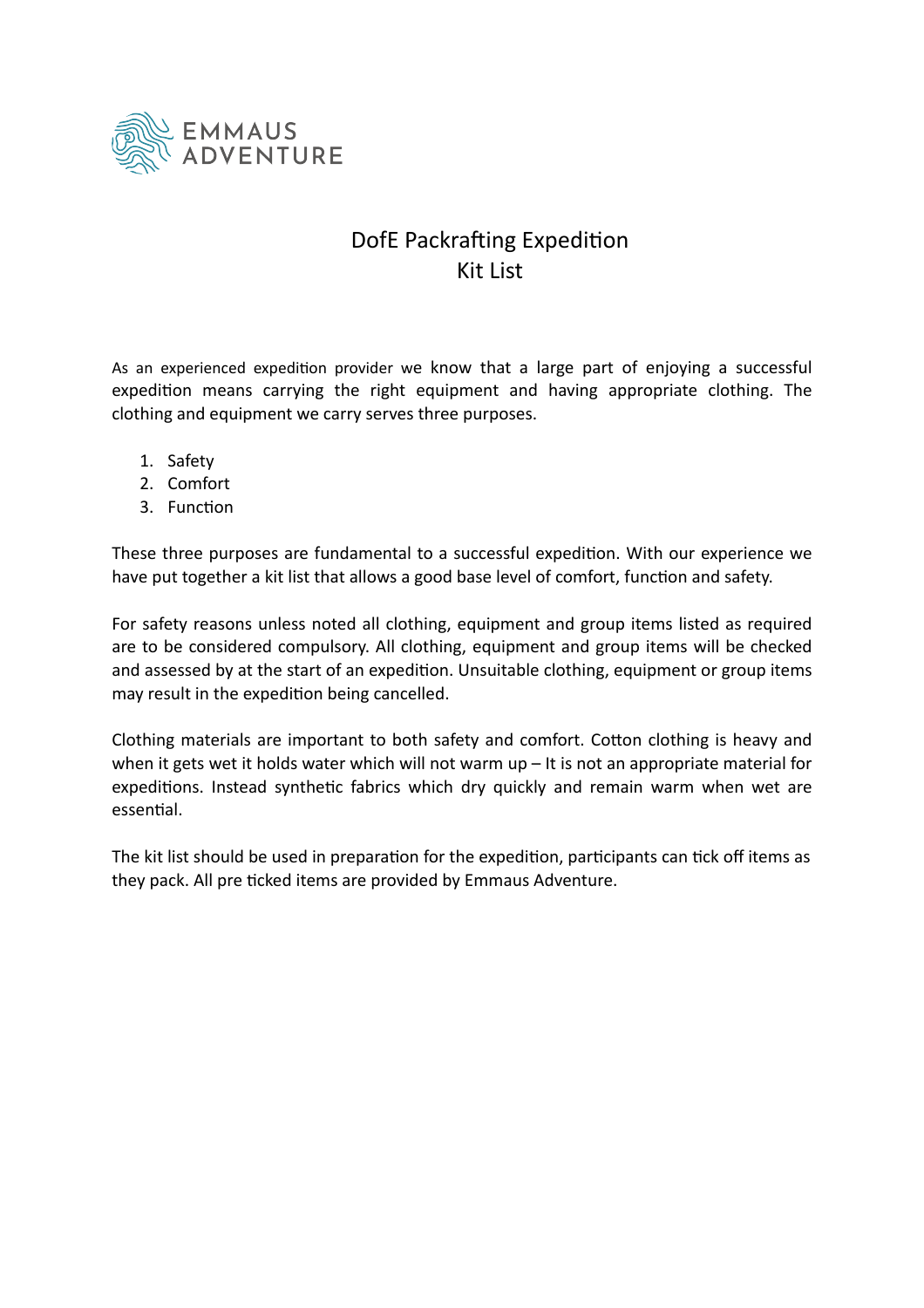EMMAUS ADVENTURE

# DofE Packrafting Expedition
# Kit List

As an experienced expedition provider we know that a large part of enjoying a successful expedition means carrying the right equipment and having appropriate clothing. The clothing and equipment we carry serves three purposes.

1. Safety
2. Comfort
3. Function

These three purposes are fundamental to a successful expedition. With our experience we have put together a kit list that allows a good base level of comfort, function and safety.

For safety reasons unless noted all clothing, equipment and group items listed as required are to be considered compulsory. All clothing, equipment and group items will be checked and assessed by at the start of an expedition. Unsuitable clothing, equipment or group items may result in the expedition being cancelled.

Clothing materials are important to both safety and comfort. Cotton clothing is heavy and when it gets wet it holds water which will not warm up – It is not an appropriate material for expeditions. Instead synthetic fabrics which dry quickly and remain warm when wet are essential.

The kit list should be used in preparation for the expedition, participants can tick off items as they pack. All pre ticked items are provided by Emmaus Adventure.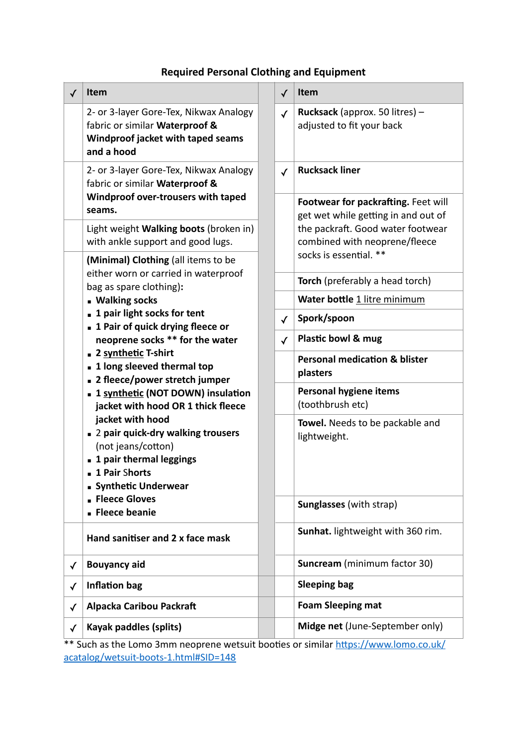**Required Personal Clothing and Equipment**

| ✓ | Item | | ✓ | Item |
|---|---|---|---|---|
| | 2- or 3-layer Gore-Tex, Nikwax Analogy fabric or similar **Waterproof & Windproof jacket with taped seams and a hood** | | ✓ | **Rucksack** (approx. 50 litres) – adjusted to fit your back |
| | 2- or 3-layer Gore-Tex, Nikwax Analogy fabric or similar **Waterproof & Windproof over-trousers with taped seams.** | | ✓ | **Rucksack liner** |
| | Light weight **Walking boots** (broken in) with ankle support and good lugs. | | | **Footwear for packrafting.** Feet will get wet while getting in and out of the packraft. Good water footwear combined with neoprene/fleece socks is essential. ** |
| | **(Minimal) Clothing** (all items to be either worn or carried in waterproof bag as spare clothing)**:**<br>▪ **Walking socks**<br>▪ **1 pair light socks for tent**<br>▪ **1 Pair of quick drying fleece or neoprene socks ** for the water**<br>▪ **2 synthetic T-shirt**<br>▪ **1 long sleeved thermal top**<br>▪ **2 fleece/power stretch jumper**<br>▪ **1 synthetic (NOT DOWN) insulation jacket with hood OR 1 thick fleece jacket with hood**<br>▪ 2 **pair quick-dry walking trousers** (not jeans/cotton)<br>▪ **1 pair thermal leggings**<br>▪ **1 Pair Shorts**<br>▪ **Synthetic Underwear**<br>▪ **Fleece Gloves**<br>▪ **Fleece beanie** | | | **Torch** (preferably a head torch)<br>**Water bottle** 1 litre minimum<br>✓ **Spork/spoon**<br>✓ **Plastic bowl & mug**<br>**Personal medication & blister plasters**<br>**Personal hygiene items** (toothbrush etc)<br>**Towel.** Needs to be packable and lightweight.<br>**Sunglasses** (with strap) |
| | **Hand sanitiser and 2 x face mask** | | | **Sunhat.** lightweight with 360 rim. |
| ✓ | **Bouyancy aid** | | | **Suncream** (minimum factor 30) |
| ✓ | **Inflation bag** | | | **Sleeping bag** |
| ✓ | **Alpacka Caribou Packraft** | | | **Foam Sleeping mat** |
| ✓ | **Kayak paddles (splits)** | | | **Midge net** (June-September only) |

** Such as the Lomo 3mm neoprene wetsuit booties or similar https://www.lomo.co.uk/acatalog/wetsuit-boots-1.html#SID=148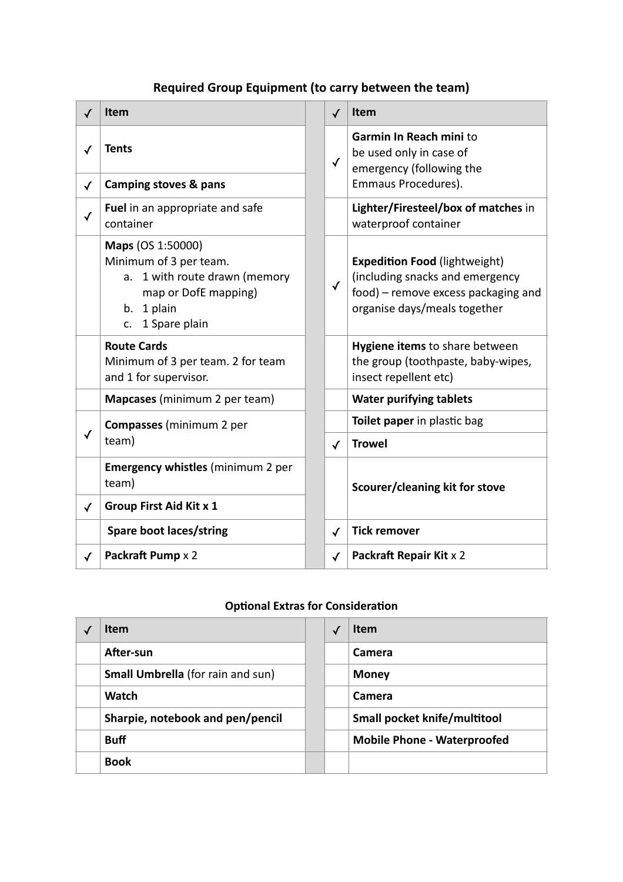## Required Group Equipment (to carry between the team)

| ✓ | Item | | ✓ | Item |
|---|---|---|---|---|
| ✓ | **Tents** | | ✓ | **Garmin In Reach mini** to be used only in case of emergency (following the Emmaus Procedures). |
| ✓ | **Camping stoves & pans** | | | |
| ✓ | **Fuel** in an appropriate and safe container | | | **Lighter/Firesteel/box of matches** in waterproof container |
| | **Maps** (OS 1:50000) Minimum of 3 per team. a. 1 with route drawn (memory map or DofE mapping) b. 1 plain c. 1 Spare plain | | ✓ | **Expedition Food** (lightweight) (including snacks and emergency food) – remove excess packaging and organise days/meals together |
| | **Route Cards** Minimum of 3 per team. 2 for team and 1 for supervisor. | | | **Hygiene items** to share between the group (toothpaste, baby-wipes, insect repellent etc) |
| | **Mapcases** (minimum 2 per team) | | | **Water purifying tablets** |
| ✓ | **Compasses** (minimum 2 per team) | | | **Toilet paper** in plastic bag |
| | | | ✓ | **Trowel** |
| | **Emergency whistles** (minimum 2 per team) | | | **Scourer/cleaning kit for stove** |
| ✓ | **Group First Aid Kit x 1** | | | |
| | **Spare boot laces/string** | | ✓ | **Tick remover** |
| ✓ | **Packraft Pump** x 2 | | ✓ | **Packraft Repair Kit** x 2 |

## Optional Extras for Consideration

| ✓ | Item | | ✓ | Item |
|---|---|---|---|---|
| | **After-sun** | | | **Camera** |
| | **Small Umbrella** (for rain and sun) | | | **Money** |
| | **Watch** | | | **Camera** |
| | **Sharpie, notebook and pen/pencil** | | | **Small pocket knife/multitool** |
| | **Buff** | | | **Mobile Phone - Waterproofed** |
| | **Book** | | | |